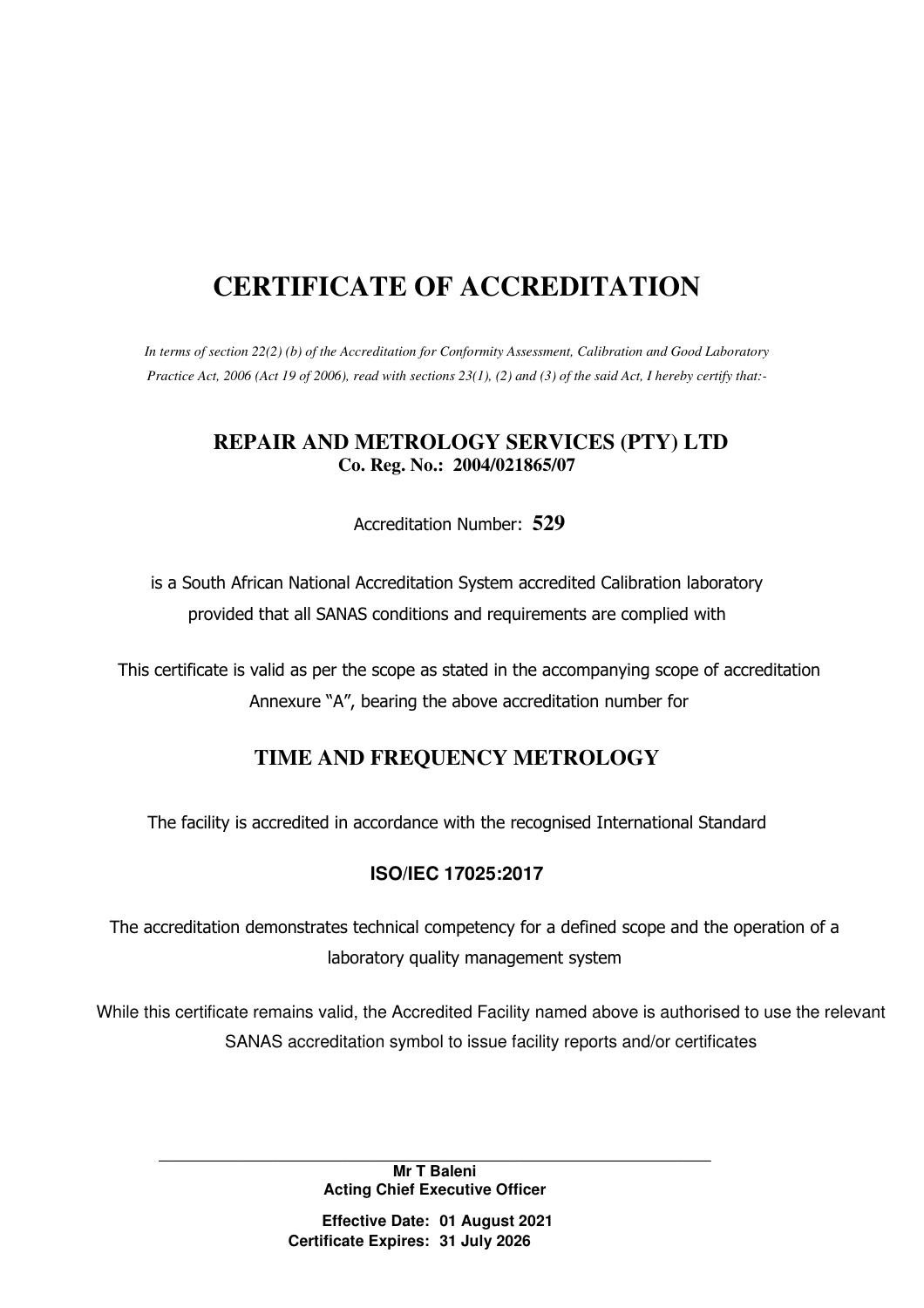# CERTIFICATE OF ACCREDITATION

*In terms of section 22(2) (b) of the Accreditation for Conformity Assessment, Calibration and Good Laboratory Practice Act, 2006 (Act 19 of 2006), read with sections 23(1), (2) and (3) of the said Act, I hereby certify that:-*

**REPAIR AND METROLOGY SERVICES (PTY) LTD**
**Co. Reg. No.: 2004/021865/07**

Accreditation Number: **529**

is a South African National Accreditation System accredited Calibration laboratory provided that all SANAS conditions and requirements are complied with

This certificate is valid as per the scope as stated in the accompanying scope of accreditation Annexure "A", bearing the above accreditation number for

## TIME AND FREQUENCY METROLOGY

The facility is accredited in accordance with the recognised International Standard

**ISO/IEC 17025:2017**

The accreditation demonstrates technical competency for a defined scope and the operation of a laboratory quality management system

While this certificate remains valid, the Accredited Facility named above is authorised to use the relevant SANAS accreditation symbol to issue facility reports and/or certificates

**Mr T Baleni**
**Acting Chief Executive Officer**

**Effective Date: 01 August 2021**
**Certificate Expires: 31 July 2026**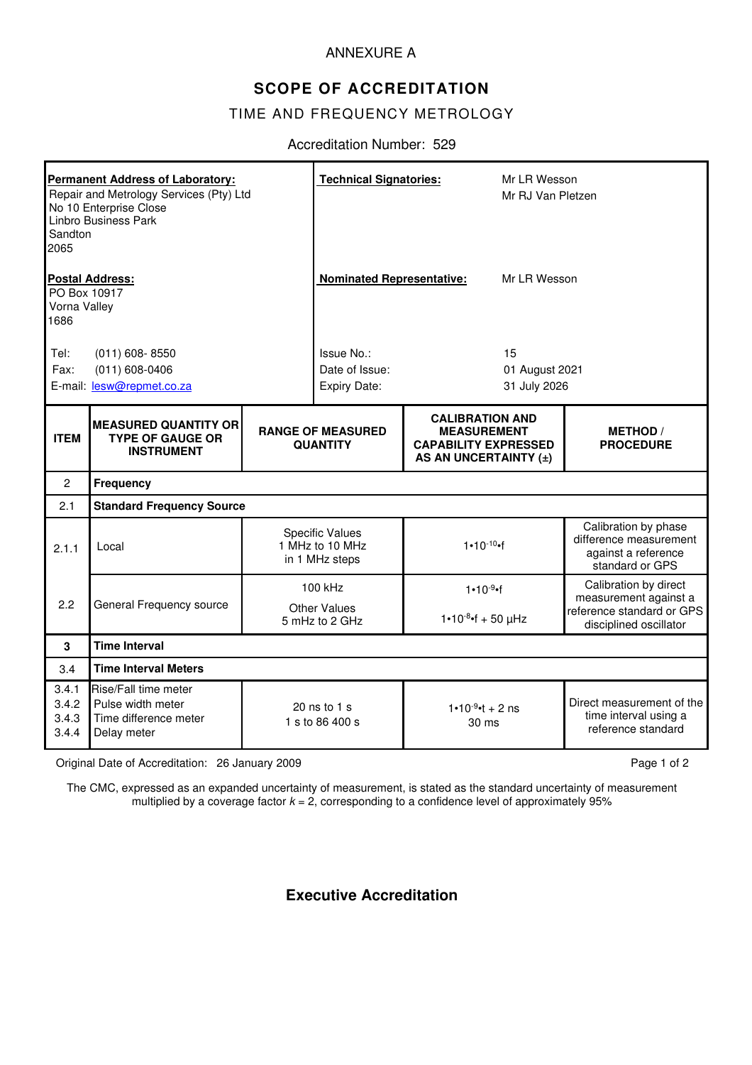ANNEXURE A

## SCOPE OF ACCREDITATION

TIME AND FREQUENCY METROLOGY

Accreditation Number: 529

| **Permanent Address of Laboratory:** | **Technical Signatories:** | |
|---|---|---|
| Repair and Metrology Services (Pty) Ltd<br>No 10 Enterprise Close<br>Linbro Business Park<br>Sandton<br>2065 | | Mr LR Wesson<br>Mr RJ Van Pletzen |
| **Postal Address:**<br>PO Box 10917<br>Vorna Valley<br>1686 | **Nominated Representative:** | Mr LR Wesson |
| Tel: (011) 608- 8550<br>Fax: (011) 608-0406<br>E-mail: lesw@repmet.co.za | Issue No.:<br>Date of Issue:<br>Expiry Date: | 15<br>01 August 2021<br>31 July 2026 |

| ITEM | MEASURED QUANTITY OR TYPE OF GAUGE OR INSTRUMENT | RANGE OF MEASURED QUANTITY | CALIBRATION AND MEASUREMENT CAPABILITY EXPRESSED AS AN UNCERTAINTY (±) | METHOD / PROCEDURE |
|---|---|---|---|---|
| 2 | **Frequency** | | | |
| 2.1 | **Standard Frequency Source** | | | |
| 2.1.1 | Local | Specific Values<br>1 MHz to 10 MHz<br>in 1 MHz steps | $1 \cdot 10^{-10} \cdot f$ | Calibration by phase difference measurement against a reference standard or GPS |
| 2.2 | General Frequency source | 100 kHz<br>Other Values<br>5 mHz to 2 GHz | $1 \cdot 10^{-9} \cdot f$<br>$1 \cdot 10^{-8} \cdot f$ + 50 µHz | Calibration by direct measurement against a reference standard or GPS disciplined oscillator |
| **3** | **Time Interval** | | | |
| 3.4 | **Time Interval Meters** | | | |
| 3.4.1<br>3.4.2<br>3.4.3<br>3.4.4 | Rise/Fall time meter<br>Pulse width meter<br>Time difference meter<br>Delay meter | 20 ns to 1 s<br>1 s to 86 400 s | $1 \cdot 10^{-9} \cdot t$ + 2 ns<br>30 ms | Direct measurement of the time interval using a reference standard |

Original Date of Accreditation: 26 January 2009

The CMC, expressed as an expanded uncertainty of measurement, is stated as the standard uncertainty of measurement multiplied by a coverage factor $k = 2$, corresponding to a confidence level of approximately 95%

**Executive Accreditation**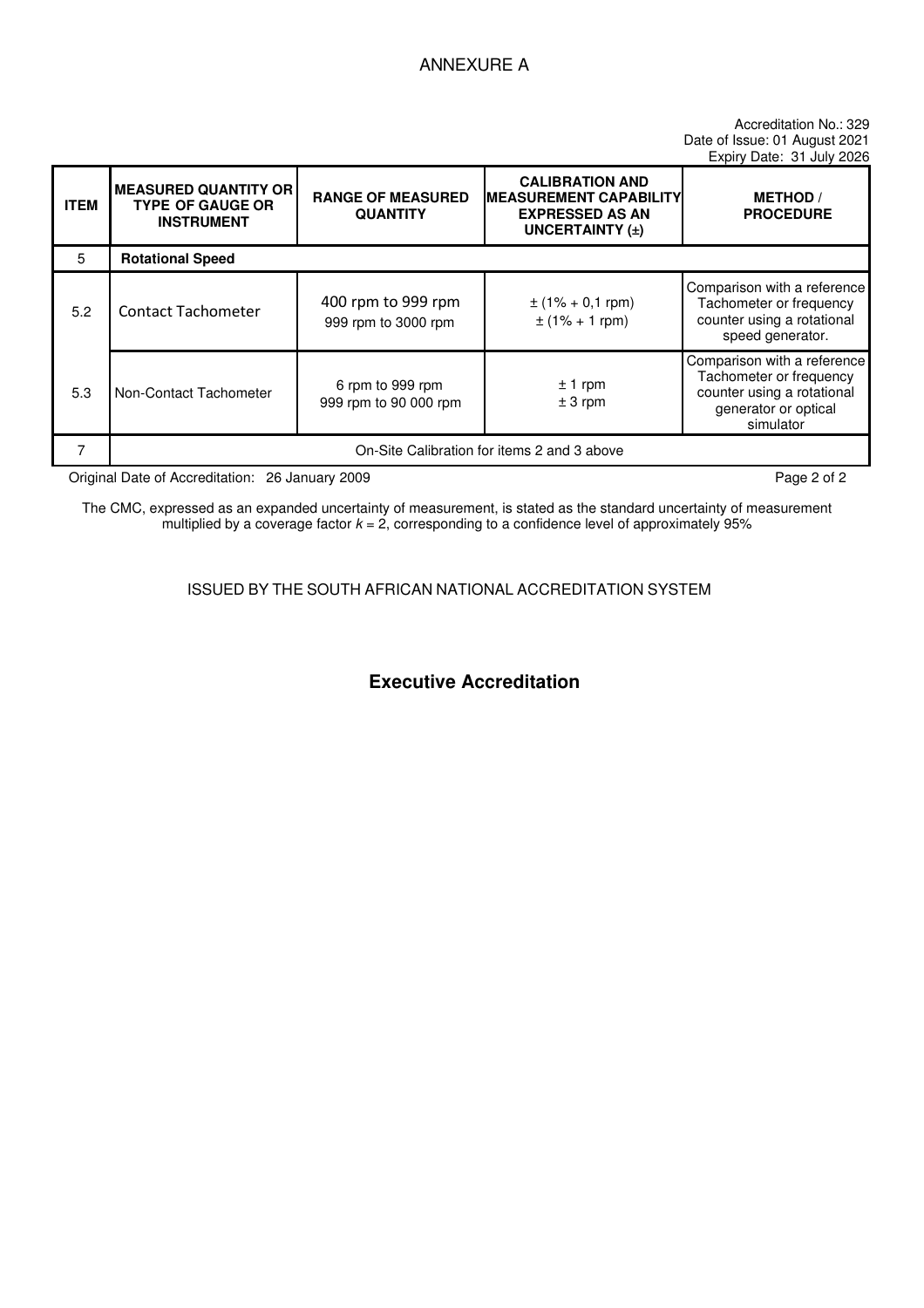# ANNEXURE A

Accreditation No.: 329
Date of Issue: 01 August 2021
Expiry Date: 31 July 2026

| ITEM | MEASURED QUANTITY OR TYPE OF GAUGE OR INSTRUMENT | RANGE OF MEASURED QUANTITY | CALIBRATION AND MEASUREMENT CAPABILITY EXPRESSED AS AN UNCERTAINTY (±) | METHOD / PROCEDURE |
|---|---|---|---|---|
| 5 | **Rotational Speed** | | | |
| 5.2 | Contact Tachometer | 400 rpm to 999 rpm<br>999 rpm to 3000 rpm | ± (1% + 0,1 rpm)<br>± (1% + 1 rpm) | Comparison with a reference Tachometer or frequency counter using a rotational speed generator. |
| 5.3 | Non-Contact Tachometer | 6 rpm to 999 rpm<br>999 rpm to 90 000 rpm | ± 1 rpm<br>± 3 rpm | Comparison with a reference Tachometer or frequency counter using a rotational generator or optical simulator |
| 7 | On-Site Calibration for items 2 and 3 above | | | |

Original Date of Accreditation: 26 January 2009

The CMC, expressed as an expanded uncertainty of measurement, is stated as the standard uncertainty of measurement multiplied by a coverage factor $k = 2$, corresponding to a confidence level of approximately 95%

ISSUED BY THE SOUTH AFRICAN NATIONAL ACCREDITATION SYSTEM

**Executive Accreditation**